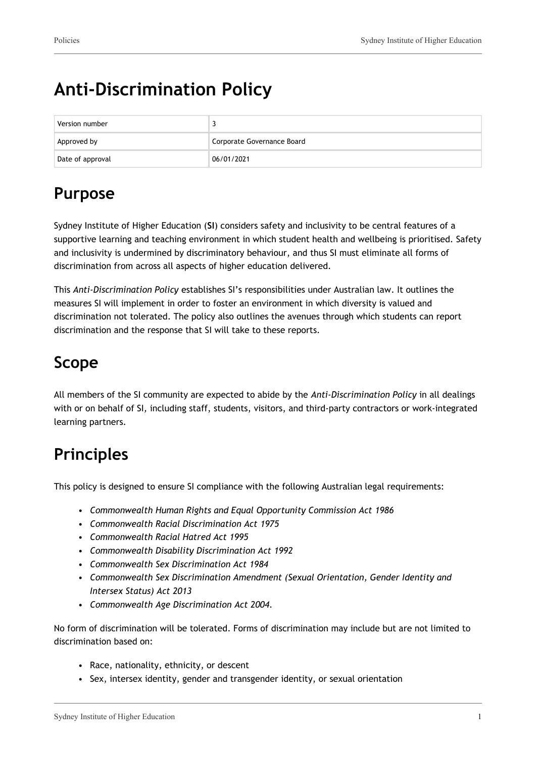# Anti-Discrimination Policy

| | |
|---|---|
| Version number | 3 |
| Approved by | Corporate Governance Board |
| Date of approval | 06/01/2021 |

## Purpose

Sydney Institute of Higher Education (**SI**) considers safety and inclusivity to be central features of a supportive learning and teaching environment in which student health and wellbeing is prioritised. Safety and inclusivity is undermined by discriminatory behaviour, and thus SI must eliminate all forms of discrimination from across all aspects of higher education delivered.

This *Anti-Discrimination Policy* establishes SI's responsibilities under Australian law. It outlines the measures SI will implement in order to foster an environment in which diversity is valued and discrimination not tolerated. The policy also outlines the avenues through which students can report discrimination and the response that SI will take to these reports.

## Scope

All members of the SI community are expected to abide by the *Anti-Discrimination Policy* in all dealings with or on behalf of SI, including staff, students, visitors, and third-party contractors or work-integrated learning partners.

## Principles

This policy is designed to ensure SI compliance with the following Australian legal requirements:

- *Commonwealth Human Rights and Equal Opportunity Commission Act 1986*
- *Commonwealth Racial Discrimination Act 1975*
- *Commonwealth Racial Hatred Act 1995*
- *Commonwealth Disability Discrimination Act 1992*
- *Commonwealth Sex Discrimination Act 1984*
- *Commonwealth Sex Discrimination Amendment (Sexual Orientation, Gender Identity and Intersex Status) Act 2013*
- *Commonwealth Age Discrimination Act 2004.*

No form of discrimination will be tolerated. Forms of discrimination may include but are not limited to discrimination based on:

- Race, nationality, ethnicity, or descent
- Sex, intersex identity, gender and transgender identity, or sexual orientation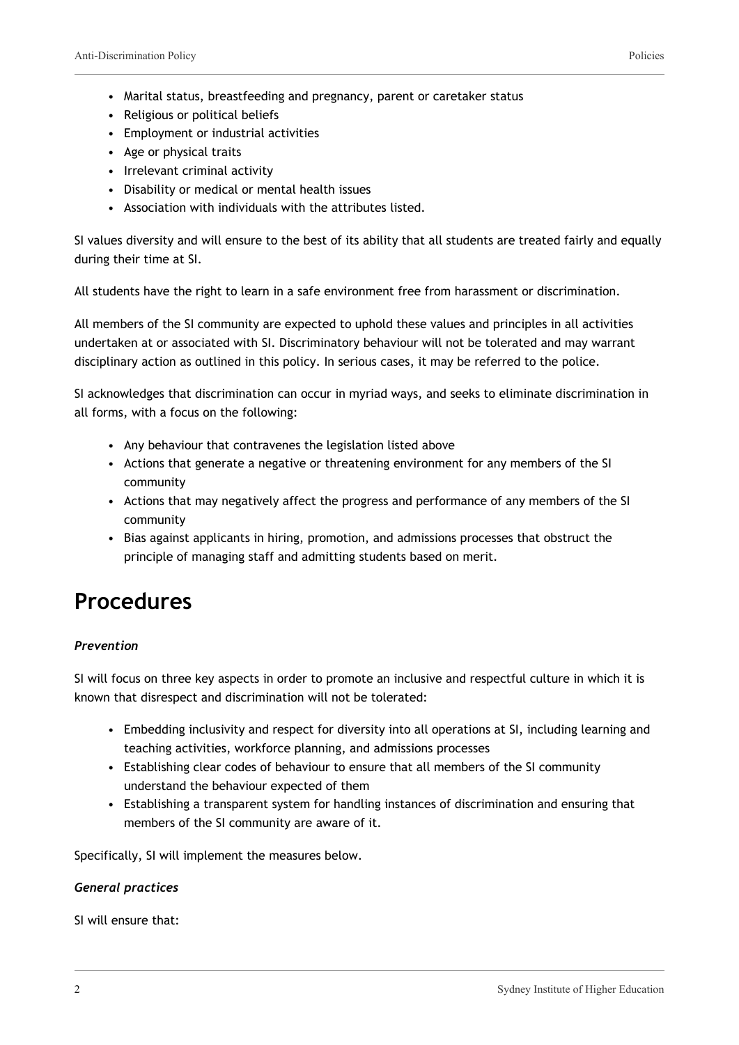- Marital status, breastfeeding and pregnancy, parent or caretaker status
- Religious or political beliefs
- Employment or industrial activities
- Age or physical traits
- Irrelevant criminal activity
- Disability or medical or mental health issues
- Association with individuals with the attributes listed.

SI values diversity and will ensure to the best of its ability that all students are treated fairly and equally during their time at SI.

All students have the right to learn in a safe environment free from harassment or discrimination.

All members of the SI community are expected to uphold these values and principles in all activities undertaken at or associated with SI. Discriminatory behaviour will not be tolerated and may warrant disciplinary action as outlined in this policy. In serious cases, it may be referred to the police.

SI acknowledges that discrimination can occur in myriad ways, and seeks to eliminate discrimination in all forms, with a focus on the following:

- Any behaviour that contravenes the legislation listed above
- Actions that generate a negative or threatening environment for any members of the SI community
- Actions that may negatively affect the progress and performance of any members of the SI community
- Bias against applicants in hiring, promotion, and admissions processes that obstruct the principle of managing staff and admitting students based on merit.

# Procedures

***Prevention***

SI will focus on three key aspects in order to promote an inclusive and respectful culture in which it is known that disrespect and discrimination will not be tolerated:

- Embedding inclusivity and respect for diversity into all operations at SI, including learning and teaching activities, workforce planning, and admissions processes
- Establishing clear codes of behaviour to ensure that all members of the SI community understand the behaviour expected of them
- Establishing a transparent system for handling instances of discrimination and ensuring that members of the SI community are aware of it.

Specifically, SI will implement the measures below.

***General practices***

SI will ensure that: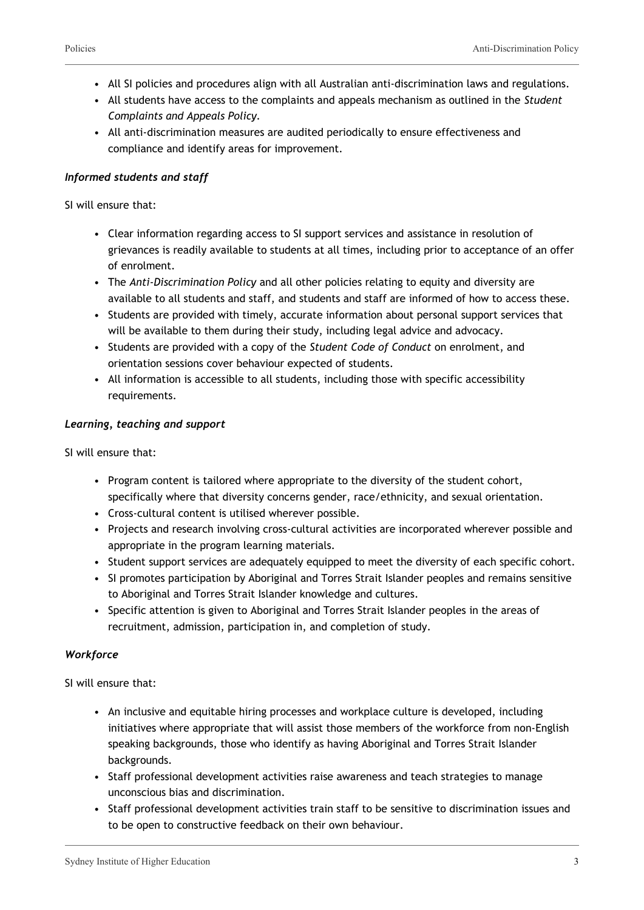- All SI policies and procedures align with all Australian anti-discrimination laws and regulations.
- All students have access to the complaints and appeals mechanism as outlined in the *Student Complaints and Appeals Policy.*
- All anti-discrimination measures are audited periodically to ensure effectiveness and compliance and identify areas for improvement.

***Informed students and staff***

SI will ensure that:

- Clear information regarding access to SI support services and assistance in resolution of grievances is readily available to students at all times, including prior to acceptance of an offer of enrolment.
- The *Anti-Discrimination Policy* and all other policies relating to equity and diversity are available to all students and staff, and students and staff are informed of how to access these.
- Students are provided with timely, accurate information about personal support services that will be available to them during their study, including legal advice and advocacy.
- Students are provided with a copy of the *Student Code of Conduct* on enrolment, and orientation sessions cover behaviour expected of students.
- All information is accessible to all students, including those with specific accessibility requirements.

***Learning, teaching and support***

SI will ensure that:

- Program content is tailored where appropriate to the diversity of the student cohort, specifically where that diversity concerns gender, race/ethnicity, and sexual orientation.
- Cross-cultural content is utilised wherever possible.
- Projects and research involving cross-cultural activities are incorporated wherever possible and appropriate in the program learning materials.
- Student support services are adequately equipped to meet the diversity of each specific cohort.
- SI promotes participation by Aboriginal and Torres Strait Islander peoples and remains sensitive to Aboriginal and Torres Strait Islander knowledge and cultures.
- Specific attention is given to Aboriginal and Torres Strait Islander peoples in the areas of recruitment, admission, participation in, and completion of study.

***Workforce***

SI will ensure that:

- An inclusive and equitable hiring processes and workplace culture is developed, including initiatives where appropriate that will assist those members of the workforce from non-English speaking backgrounds, those who identify as having Aboriginal and Torres Strait Islander backgrounds.
- Staff professional development activities raise awareness and teach strategies to manage unconscious bias and discrimination.
- Staff professional development activities train staff to be sensitive to discrimination issues and to be open to constructive feedback on their own behaviour.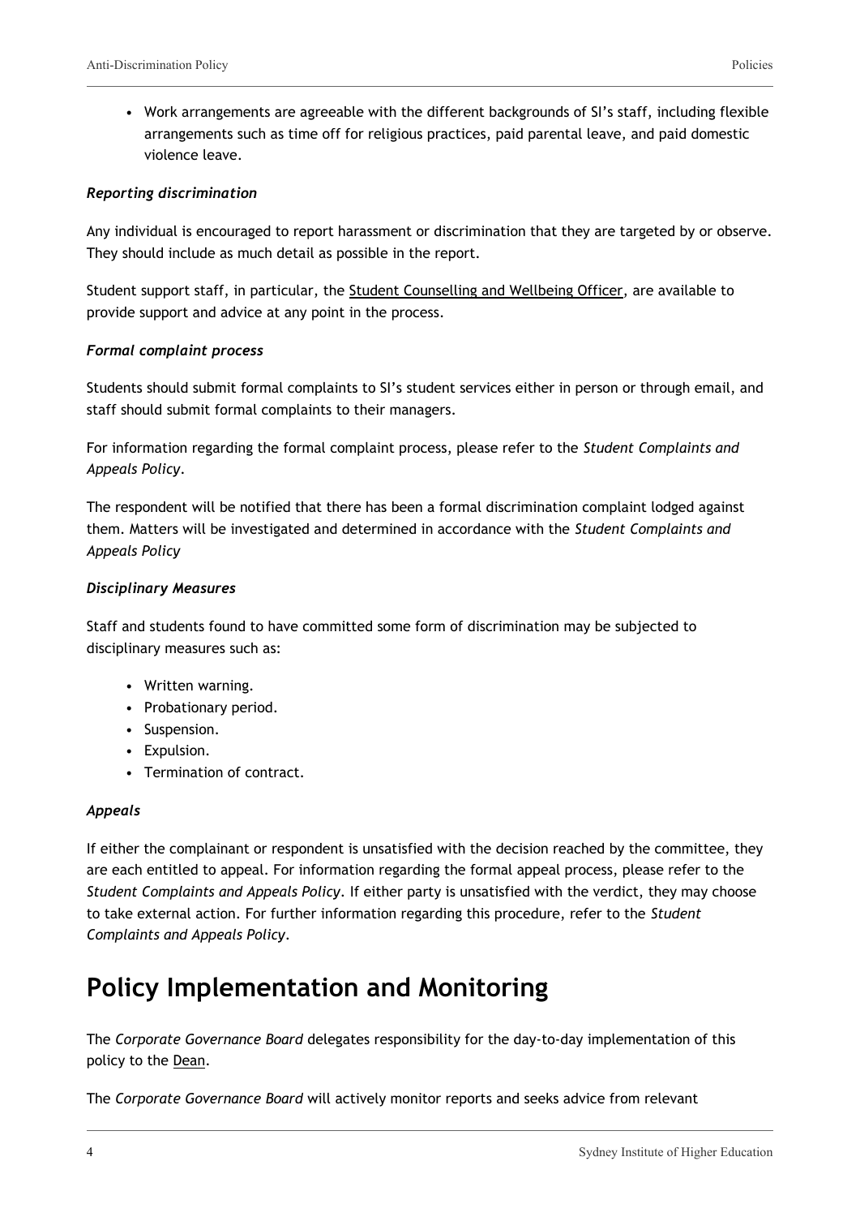- Work arrangements are agreeable with the different backgrounds of SI's staff, including flexible arrangements such as time off for religious practices, paid parental leave, and paid domestic violence leave.

***Reporting discrimination***

Any individual is encouraged to report harassment or discrimination that they are targeted by or observe. They should include as much detail as possible in the report.

Student support staff, in particular, the Student Counselling and Wellbeing Officer, are available to provide support and advice at any point in the process.

***Formal complaint process***

Students should submit formal complaints to SI's student services either in person or through email, and staff should submit formal complaints to their managers.

For information regarding the formal complaint process, please refer to the *Student Complaints and Appeals Policy*.

The respondent will be notified that there has been a formal discrimination complaint lodged against them. Matters will be investigated and determined in accordance with the *Student Complaints and Appeals Policy*

***Disciplinary Measures***

Staff and students found to have committed some form of discrimination may be subjected to disciplinary measures such as:

- Written warning.
- Probationary period.
- Suspension.
- Expulsion.
- Termination of contract.

***Appeals***

If either the complainant or respondent is unsatisfied with the decision reached by the committee, they are each entitled to appeal. For information regarding the formal appeal process, please refer to the *Student Complaints and Appeals Policy*. If either party is unsatisfied with the verdict, they may choose to take external action. For further information regarding this procedure, refer to the *Student Complaints and Appeals Policy*.

# Policy Implementation and Monitoring

The *Corporate Governance Board* delegates responsibility for the day-to-day implementation of this policy to the Dean.

The *Corporate Governance Board* will actively monitor reports and seeks advice from relevant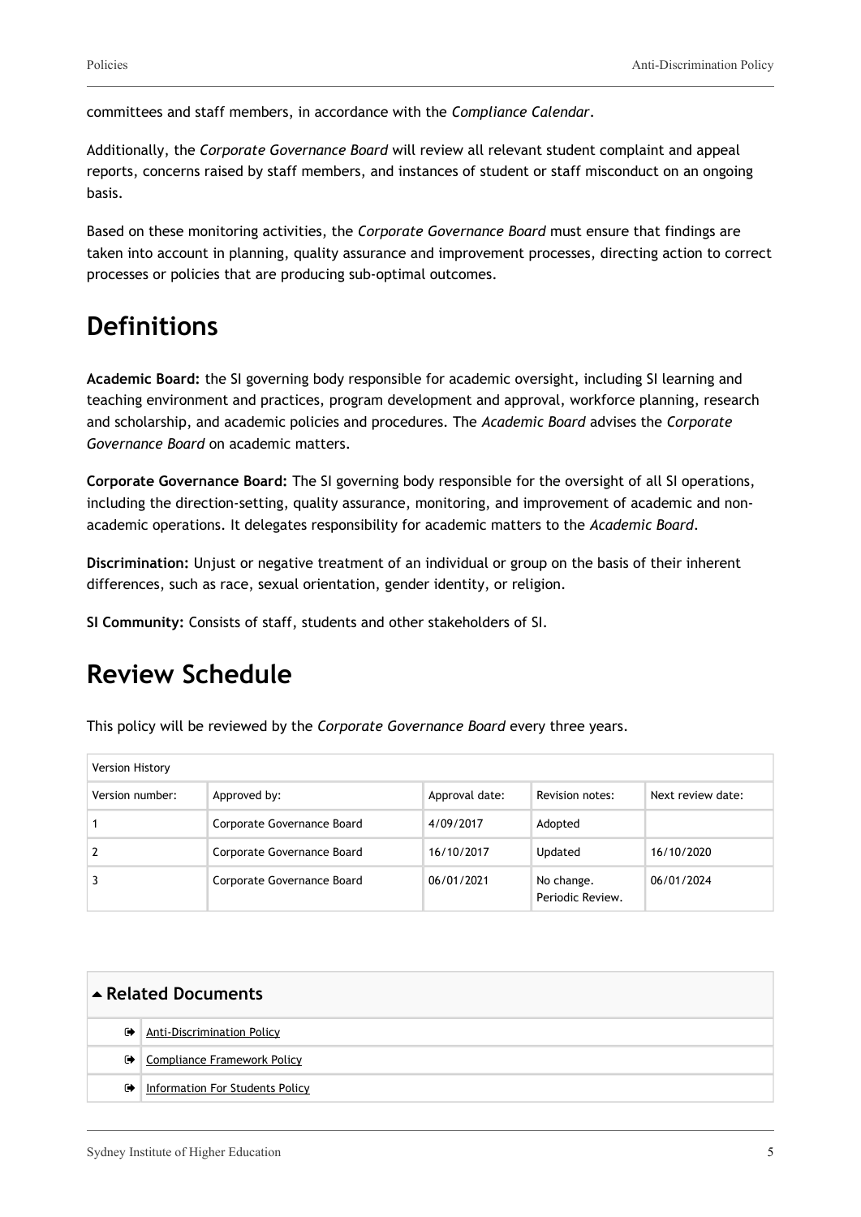committees and staff members, in accordance with the *Compliance Calendar*.

Additionally, the *Corporate Governance Board* will review all relevant student complaint and appeal reports, concerns raised by staff members, and instances of student or staff misconduct on an ongoing basis.

Based on these monitoring activities, the *Corporate Governance Board* must ensure that findings are taken into account in planning, quality assurance and improvement processes, directing action to correct processes or policies that are producing sub-optimal outcomes.

## Definitions

**Academic Board:** the SI governing body responsible for academic oversight, including SI learning and teaching environment and practices, program development and approval, workforce planning, research and scholarship, and academic policies and procedures. The *Academic Board* advises the *Corporate Governance Board* on academic matters.

**Corporate Governance Board:** The SI governing body responsible for the oversight of all SI operations, including the direction-setting, quality assurance, monitoring, and improvement of academic and non-academic operations. It delegates responsibility for academic matters to the *Academic Board*.

**Discrimination:** Unjust or negative treatment of an individual or group on the basis of their inherent differences, such as race, sexual orientation, gender identity, or religion.

**SI Community:** Consists of staff, students and other stakeholders of SI.

## Review Schedule

This policy will be reviewed by the *Corporate Governance Board* every three years.

| Version History | | | | |
|---|---|---|---|---|
| Version number: | Approved by: | Approval date: | Revision notes: | Next review date: |
| 1 | Corporate Governance Board | 4/09/2017 | Adopted | |
| 2 | Corporate Governance Board | 16/10/2017 | Updated | 16/10/2020 |
| 3 | Corporate Governance Board | 06/01/2021 | No change. Periodic Review. | 06/01/2024 |

| Related Documents |
|---|
| Anti-Discrimination Policy |
| Compliance Framework Policy |
| Information For Students Policy |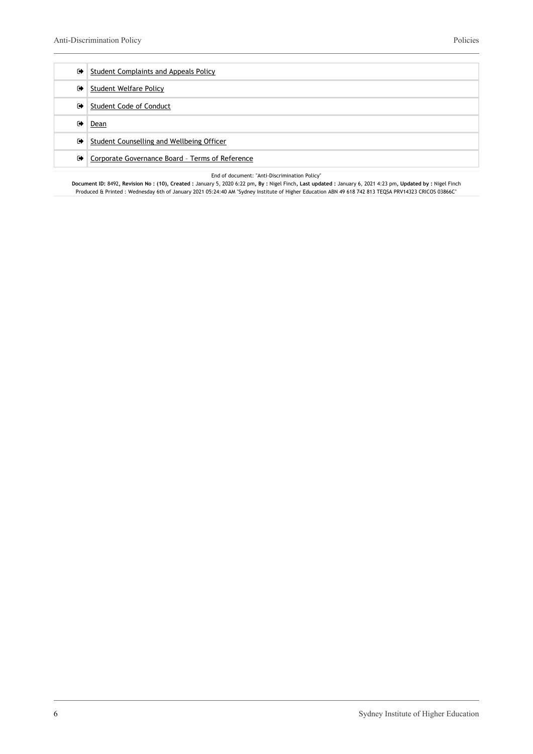| | |
|---|---|
| ➡ | Student Complaints and Appeals Policy |
| ➡ | Student Welfare Policy |
| ➡ | Student Code of Conduct |
| ➡ | Dean |
| ➡ | Student Counselling and Wellbeing Officer |
| ➡ | Corporate Governance Board – Terms of Reference |

End of document: "Anti-Discrimination Policy"

**Document ID:** 8492, **Revision No : (10), Created :** January 5, 2020 6:22 pm, **By :** Nigel Finch, **Last updated :** January 6, 2021 4:23 pm, **Updated by :** Nigel Finch
Produced & Printed : Wednesday 6th of January 2021 05:24:40 AM "Sydney Institute of Higher Education ABN 49 618 742 813 TEQSA PRV14323 CRICOS 03866C"